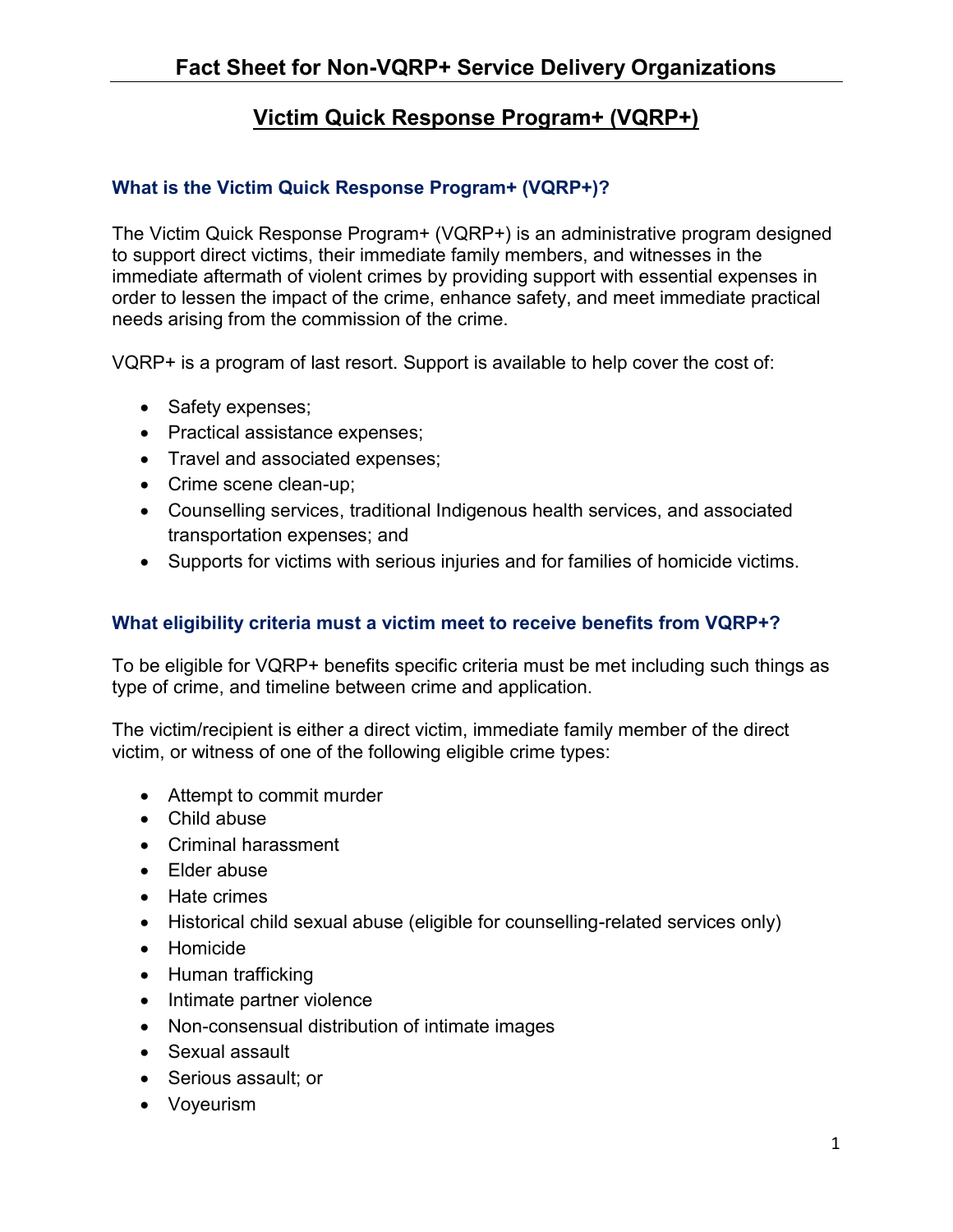# Fact Sheet for Non-VQRP+ Service Delivery Organizations

## Victim Quick Response Program+ (VQRP+)

### What is the Victim Quick Response Program+ (VQRP+)?

The Victim Quick Response Program+ (VQRP+) is an administrative program designed to support direct victims, their immediate family members, and witnesses in the immediate aftermath of violent crimes by providing support with essential expenses in order to lessen the impact of the crime, enhance safety, and meet immediate practical needs arising from the commission of the crime.

VQRP+ is a program of last resort. Support is available to help cover the cost of:

- Safety expenses;
- Practical assistance expenses;
- Travel and associated expenses;
- Crime scene clean-up;
- Counselling services, traditional Indigenous health services, and associated transportation expenses; and
- Supports for victims with serious injuries and for families of homicide victims.

### What eligibility criteria must a victim meet to receive benefits from VQRP+?

To be eligible for VQRP+ benefits specific criteria must be met including such things as type of crime, and timeline between crime and application.

The victim/recipient is either a direct victim, immediate family member of the direct victim, or witness of one of the following eligible crime types:

- Attempt to commit murder
- Child abuse
- Criminal harassment
- Elder abuse
- Hate crimes
- Historical child sexual abuse (eligible for counselling-related services only)
- Homicide
- Human trafficking
- Intimate partner violence
- Non-consensual distribution of intimate images
- Sexual assault
- Serious assault; or
- Voyeurism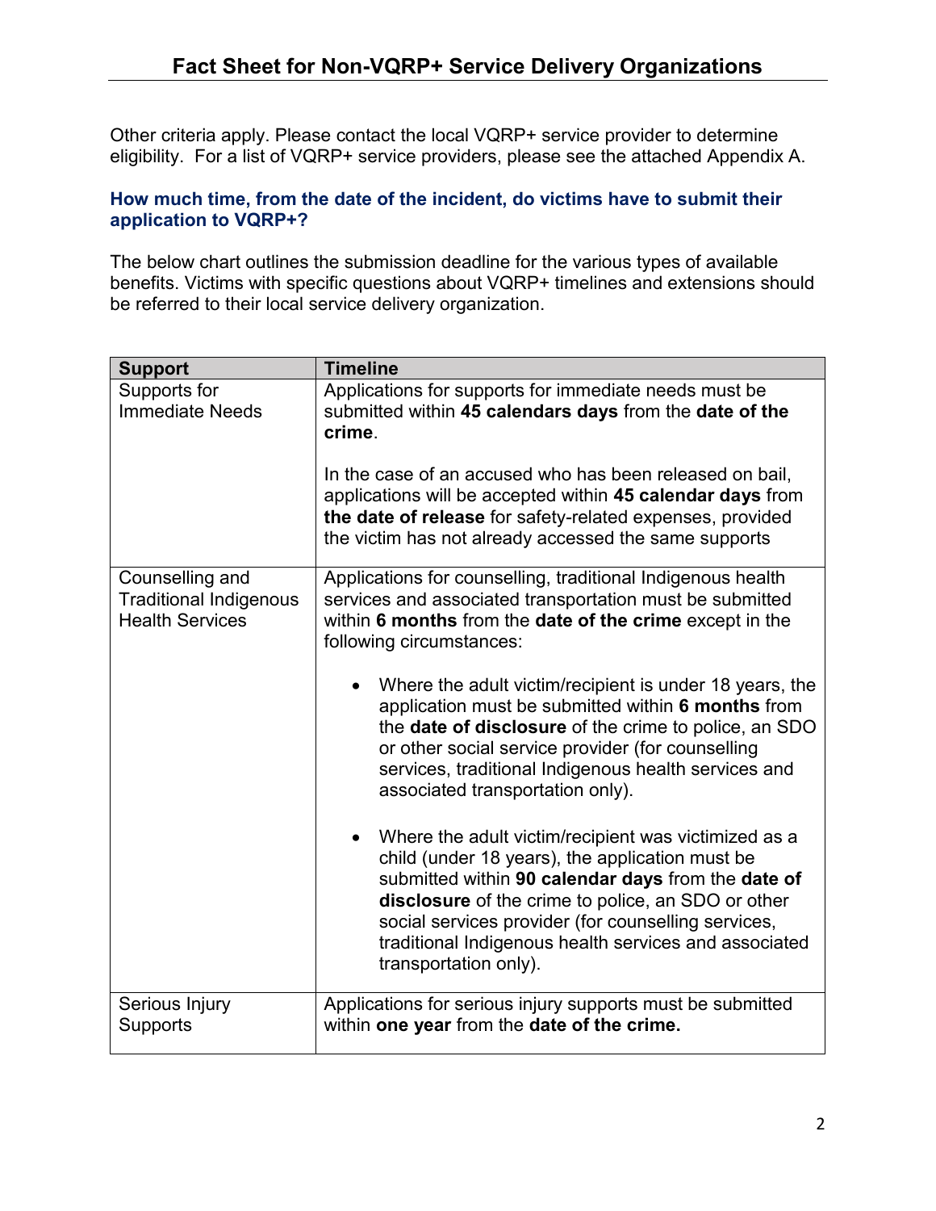Other criteria apply. Please contact the local VQRP+ service provider to determine eligibility. For a list of VQRP+ service providers, please see the attached Appendix A.

### How much time, from the date of the incident, do victims have to submit their application to VQRP+?

The below chart outlines the submission deadline for the various types of available benefits. Victims with specific questions about VQRP+ timelines and extensions should be referred to their local service delivery organization.

| Support | Timeline |
|---|---|
| Supports for Immediate Needs | Applications for supports for immediate needs must be submitted within **45 calendars days** from the **date of the crime**.<br><br>In the case of an accused who has been released on bail, applications will be accepted within **45 calendar days** from **the date of release** for safety-related expenses, provided the victim has not already accessed the same supports |
| Counselling and Traditional Indigenous Health Services | Applications for counselling, traditional Indigenous health services and associated transportation must be submitted within **6 months** from the **date of the crime** except in the following circumstances:<br><br>• Where the adult victim/recipient is under 18 years, the application must be submitted within **6 months** from the **date of disclosure** of the crime to police, an SDO or other social service provider (for counselling services, traditional Indigenous health services and associated transportation only).<br><br>• Where the adult victim/recipient was victimized as a child (under 18 years), the application must be submitted within **90 calendar days** from the **date of disclosure** of the crime to police, an SDO or other social services provider (for counselling services, traditional Indigenous health services and associated transportation only). |
| Serious Injury Supports | Applications for serious injury supports must be submitted within **one year** from the **date of the crime.** |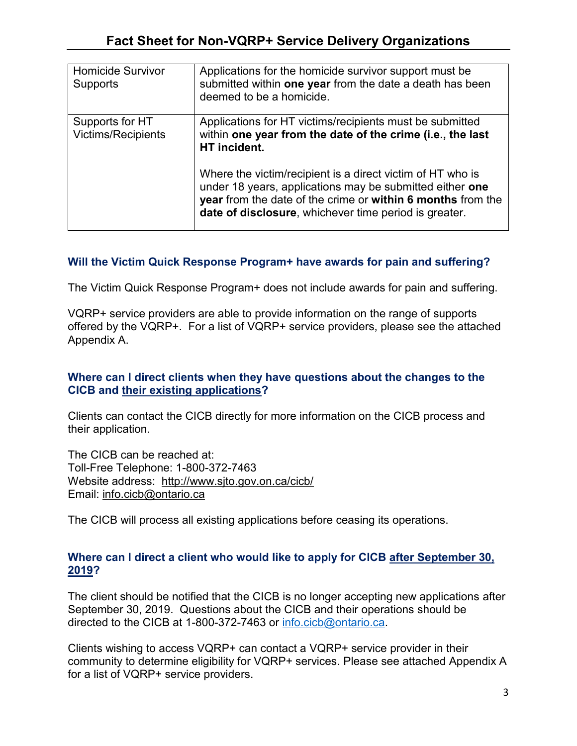| | |
|---|---|
| Homicide Survivor Supports | Applications for the homicide survivor support must be submitted within **one year** from the date a death has been deemed to be a homicide. |
| Supports for HT Victims/Recipients | Applications for HT victims/recipients must be submitted within **one year from the date of the crime (i.e., the last HT incident.**<br><br>Where the victim/recipient is a direct victim of HT who is under 18 years, applications may be submitted either **one year** from the date of the crime or **within 6 months** from the **date of disclosure**, whichever time period is greater. |

### Will the Victim Quick Response Program+ have awards for pain and suffering?

The Victim Quick Response Program+ does not include awards for pain and suffering.

VQRP+ service providers are able to provide information on the range of supports offered by the VQRP+. For a list of VQRP+ service providers, please see the attached Appendix A.

### Where can I direct clients when they have questions about the changes to the CICB and their existing applications?

Clients can contact the CICB directly for more information on the CICB process and their application.

The CICB can be reached at:
Toll-Free Telephone: 1-800-372-7463
Website address: http://www.sjto.gov.on.ca/cicb/
Email: info.cicb@ontario.ca

The CICB will process all existing applications before ceasing its operations.

### Where can I direct a client who would like to apply for CICB after September 30, 2019?

The client should be notified that the CICB is no longer accepting new applications after September 30, 2019. Questions about the CICB and their operations should be directed to the CICB at 1-800-372-7463 or info.cicb@ontario.ca.

Clients wishing to access VQRP+ can contact a VQRP+ service provider in their community to determine eligibility for VQRP+ services. Please see attached Appendix A for a list of VQRP+ service providers.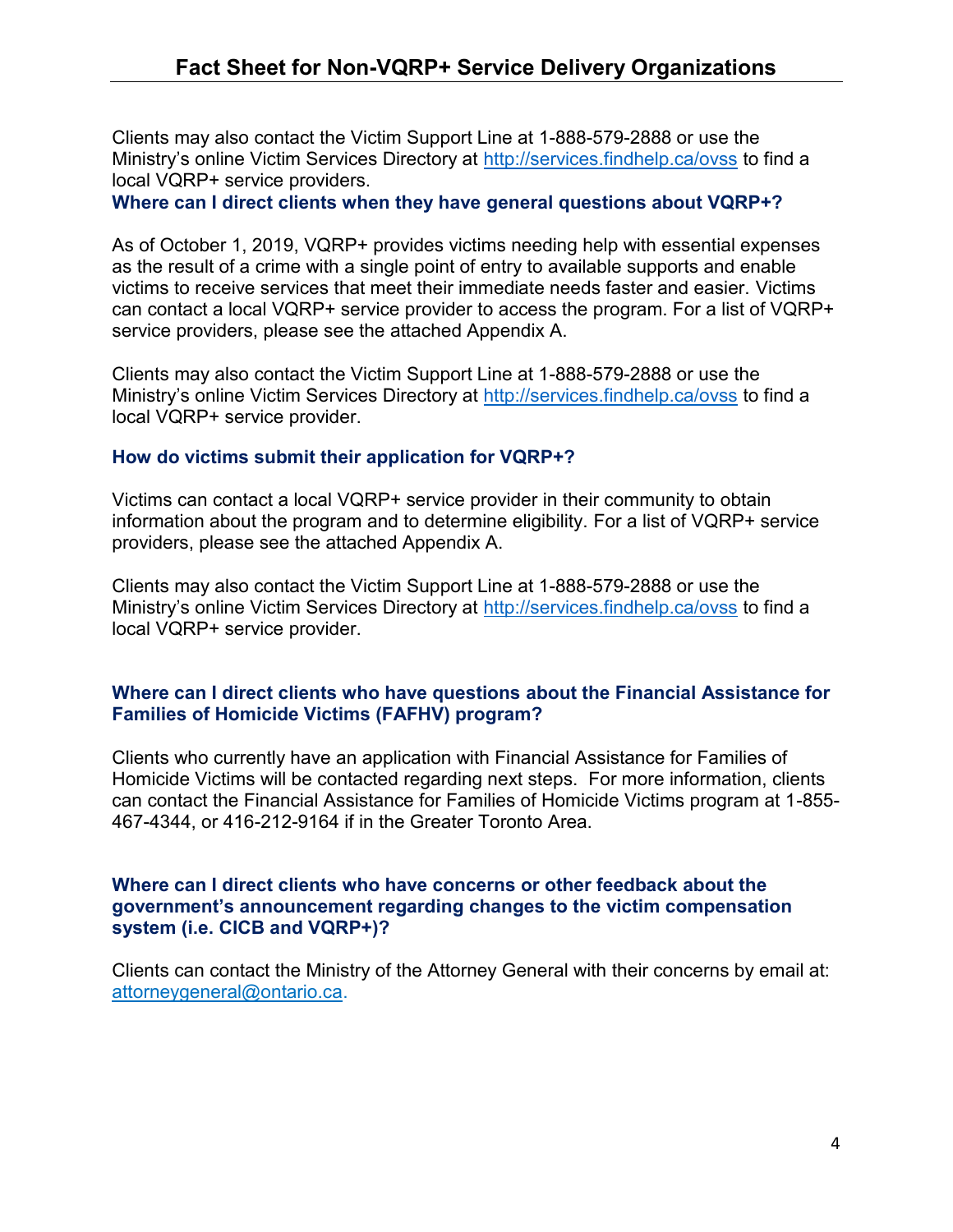Clients may also contact the Victim Support Line at 1-888-579-2888 or use the Ministry's online Victim Services Directory at http://services.findhelp.ca/ovss to find a local VQRP+ service providers.

### Where can I direct clients when they have general questions about VQRP+?

As of October 1, 2019, VQRP+ provides victims needing help with essential expenses as the result of a crime with a single point of entry to available supports and enable victims to receive services that meet their immediate needs faster and easier. Victims can contact a local VQRP+ service provider to access the program. For a list of VQRP+ service providers, please see the attached Appendix A.

Clients may also contact the Victim Support Line at 1-888-579-2888 or use the Ministry's online Victim Services Directory at http://services.findhelp.ca/ovss to find a local VQRP+ service provider.

### How do victims submit their application for VQRP+?

Victims can contact a local VQRP+ service provider in their community to obtain information about the program and to determine eligibility. For a list of VQRP+ service providers, please see the attached Appendix A.

Clients may also contact the Victim Support Line at 1-888-579-2888 or use the Ministry's online Victim Services Directory at http://services.findhelp.ca/ovss to find a local VQRP+ service provider.

### Where can I direct clients who have questions about the Financial Assistance for Families of Homicide Victims (FAFHV) program?

Clients who currently have an application with Financial Assistance for Families of Homicide Victims will be contacted regarding next steps. For more information, clients can contact the Financial Assistance for Families of Homicide Victims program at 1-855-467-4344, or 416-212-9164 if in the Greater Toronto Area.

### Where can I direct clients who have concerns or other feedback about the government's announcement regarding changes to the victim compensation system (i.e. CICB and VQRP+)?

Clients can contact the Ministry of the Attorney General with their concerns by email at: attorneygeneral@ontario.ca.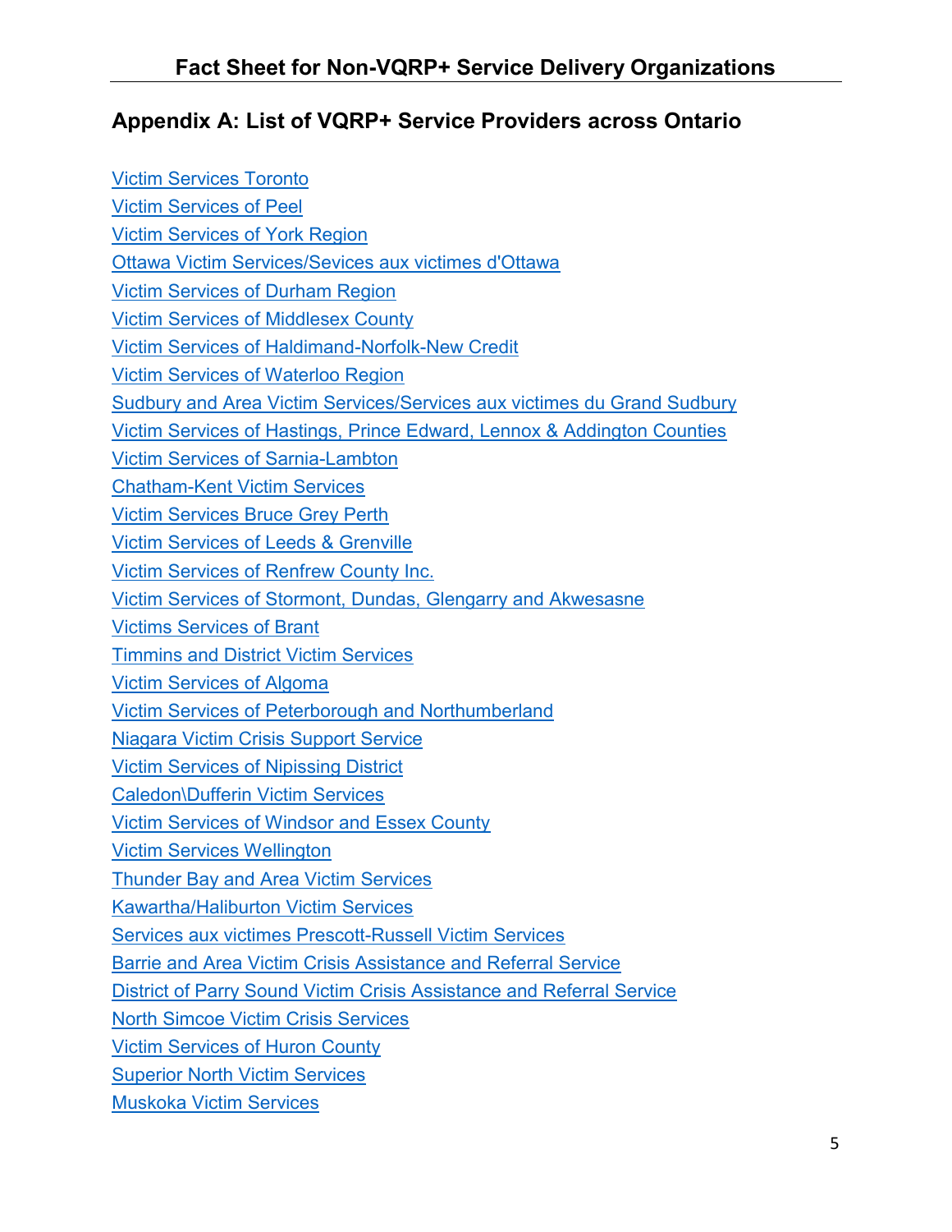## Appendix A: List of VQRP+ Service Providers across Ontario

Victim Services Toronto

Victim Services of Peel

Victim Services of York Region

Ottawa Victim Services/Sevices aux victimes d'Ottawa

Victim Services of Durham Region

Victim Services of Middlesex County

Victim Services of Haldimand-Norfolk-New Credit

Victim Services of Waterloo Region

Sudbury and Area Victim Services/Services aux victimes du Grand Sudbury

Victim Services of Hastings, Prince Edward, Lennox & Addington Counties

Victim Services of Sarnia-Lambton

Chatham-Kent Victim Services

Victim Services Bruce Grey Perth

Victim Services of Leeds & Grenville

Victim Services of Renfrew County Inc.

Victim Services of Stormont, Dundas, Glengarry and Akwesasne

Victims Services of Brant

Timmins and District Victim Services

Victim Services of Algoma

Victim Services of Peterborough and Northumberland

Niagara Victim Crisis Support Service

Victim Services of Nipissing District

Caledon\Dufferin Victim Services

Victim Services of Windsor and Essex County

Victim Services Wellington

Thunder Bay and Area Victim Services

Kawartha/Haliburton Victim Services

Services aux victimes Prescott-Russell Victim Services

Barrie and Area Victim Crisis Assistance and Referral Service

District of Parry Sound Victim Crisis Assistance and Referral Service

North Simcoe Victim Crisis Services

Victim Services of Huron County

Superior North Victim Services

Muskoka Victim Services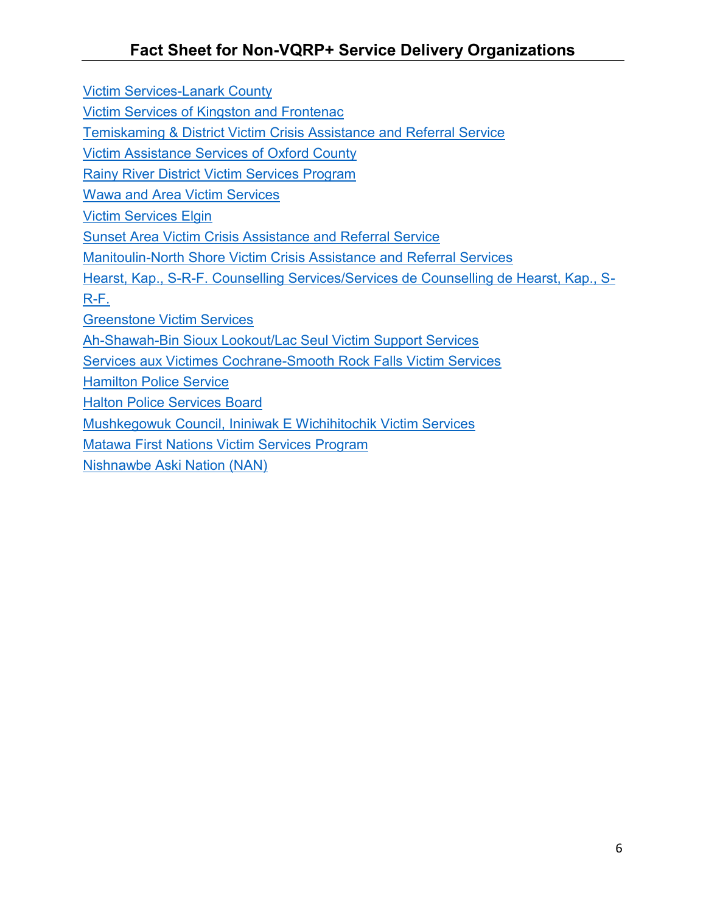Victim Services-Lanark County

Victim Services of Kingston and Frontenac

Temiskaming & District Victim Crisis Assistance and Referral Service

Victim Assistance Services of Oxford County

Rainy River District Victim Services Program

Wawa and Area Victim Services

Victim Services Elgin

Sunset Area Victim Crisis Assistance and Referral Service

Manitoulin-North Shore Victim Crisis Assistance and Referral Services

Hearst, Kap., S-R-F. Counselling Services/Services de Counselling de Hearst, Kap., S-R-F.

Greenstone Victim Services

Ah-Shawah-Bin Sioux Lookout/Lac Seul Victim Support Services

Services aux Victimes Cochrane-Smooth Rock Falls Victim Services

Hamilton Police Service

Halton Police Services Board

Mushkegowuk Council, Ininiwak E Wichihitochik Victim Services

Matawa First Nations Victim Services Program

Nishnawbe Aski Nation (NAN)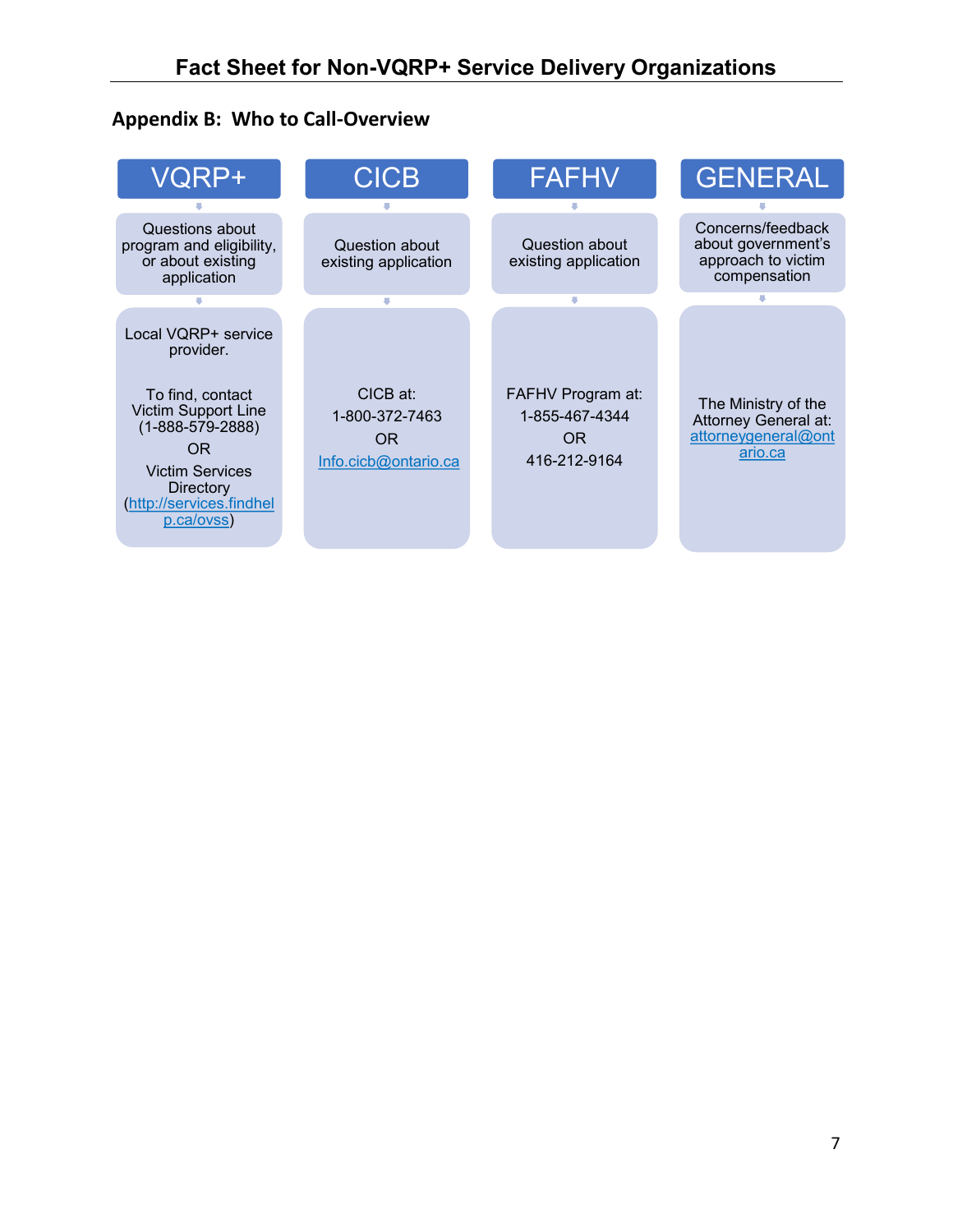## Appendix B: Who to Call-Overview

| VQRP+ | CICB | FAFHV | GENERAL |
| --- | --- | --- | --- |
| Questions about program and eligibility, or about existing application | Question about existing application | Question about existing application | Concerns/feedback about government's approach to victim compensation |
| Local VQRP+ service provider. To find, contact Victim Support Line (1-888-579-2888) OR Victim Services Directory (http://services.findhelp.ca/ovss) | CICB at: 1-800-372-7463 OR Info.cicb@ontario.ca | FAFHV Program at: 1-855-467-4344 OR 416-212-9164 | The Ministry of the Attorney General at: attorneygeneral@ontario.ca |